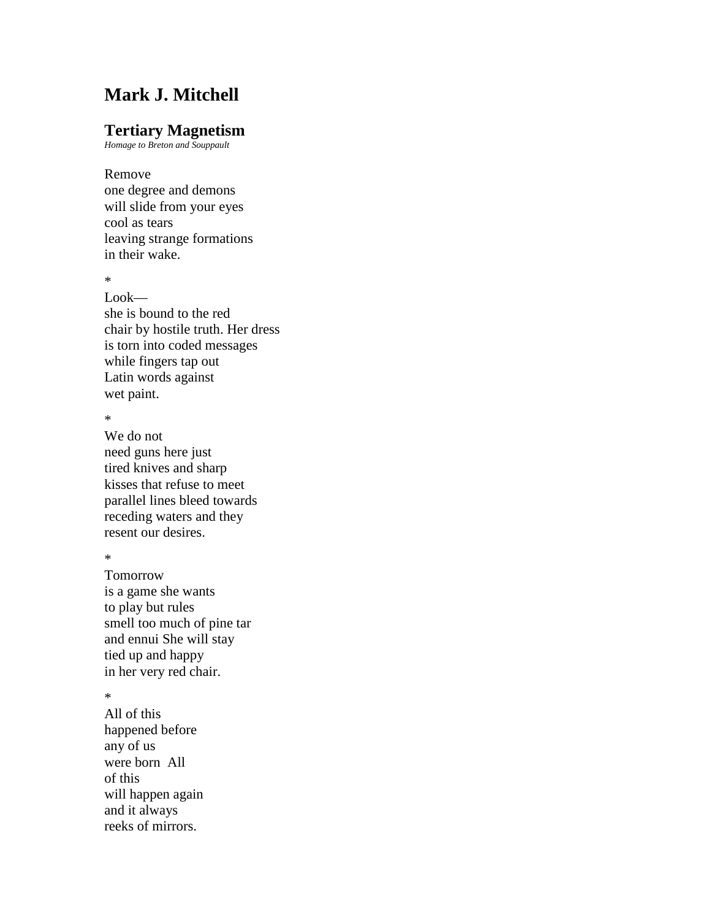# Mark J. Mitchell

## Tertiary Magnetism

*Homage to Breton and Souppault*

Remove  
one degree and demons  
will slide from your eyes  
cool as tears  
leaving strange formations  
in their wake.

*

Look—  
she is bound to the red  
chair by hostile truth. Her dress  
is torn into coded messages  
while fingers tap out  
Latin words against  
wet paint.

*

We do not  
need guns here just  
tired knives and sharp  
kisses that refuse to meet  
parallel lines bleed towards  
receding waters and they  
resent our desires.

*

Tomorrow  
is a game she wants  
to play but rules  
smell too much of pine tar  
and ennui She will stay  
tied up and happy  
in her very red chair.

*

All of this  
happened before  
any of us  
were born  All  
of this  
will happen again  
and it always  
reeks of mirrors.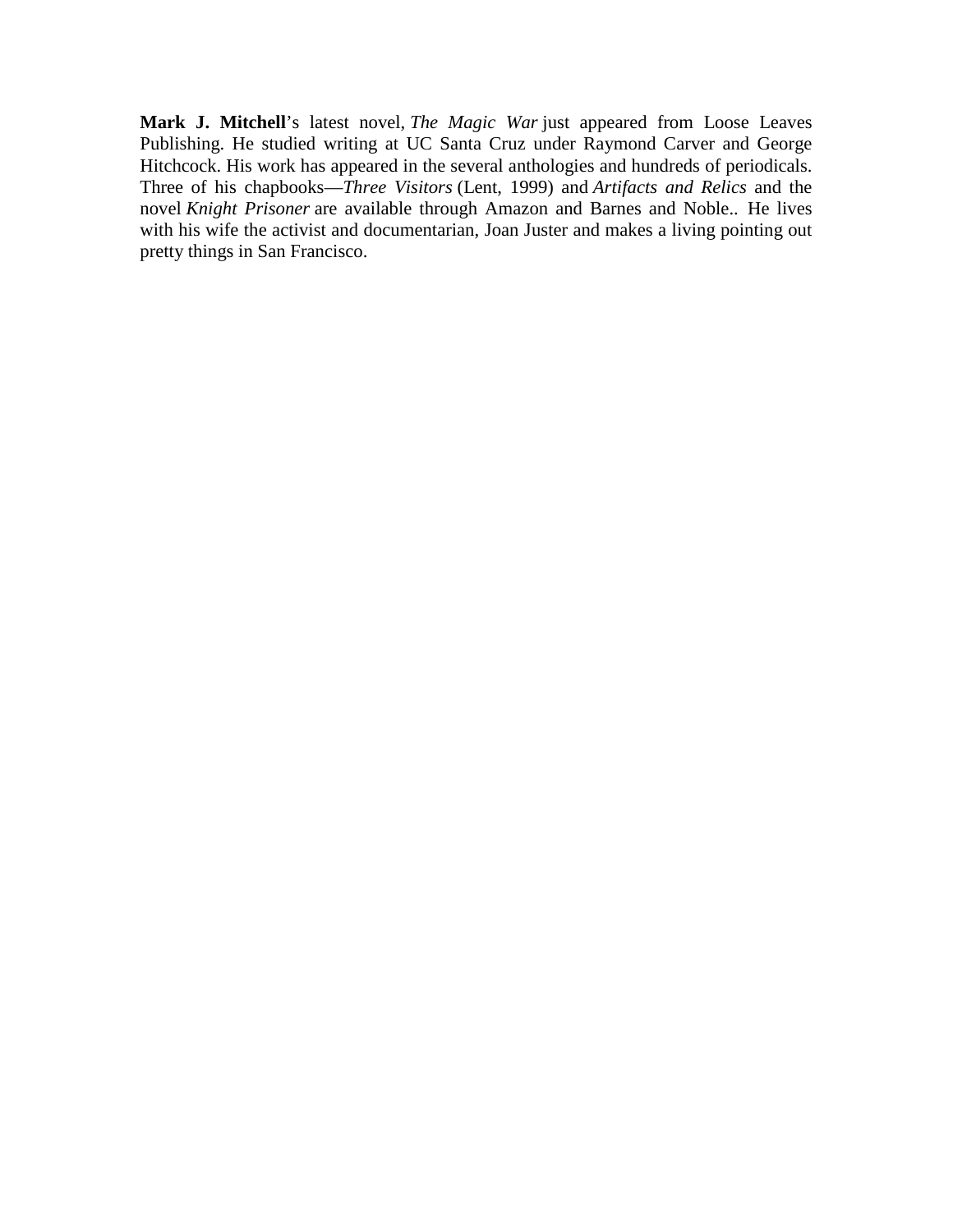**Mark J. Mitchell**'s latest novel, *The Magic War* just appeared from Loose Leaves Publishing. He studied writing at UC Santa Cruz under Raymond Carver and George Hitchcock. His work has appeared in the several anthologies and hundreds of periodicals. Three of his chapbooks—*Three Visitors* (Lent, 1999) and *Artifacts and Relics* and the novel *Knight Prisoner* are available through Amazon and Barnes and Noble.. He lives with his wife the activist and documentarian, Joan Juster and makes a living pointing out pretty things in San Francisco.